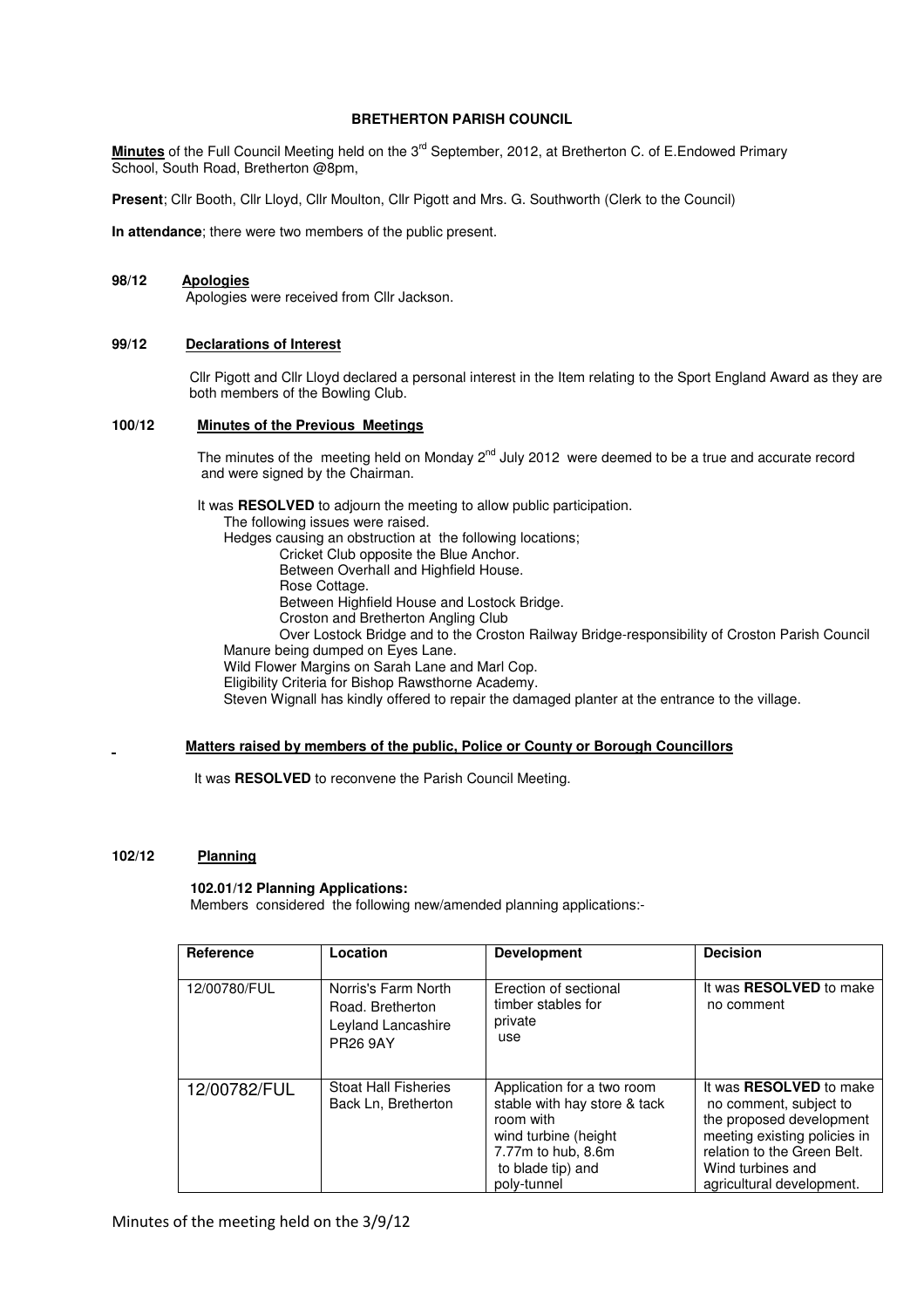**BRETHERTON PARISH COUNCIL**

**Minutes** of the Full Council Meeting held on the 3rd September, 2012, at Bretherton C. of E.Endowed Primary School, South Road, Bretherton @8pm,

**Present**; Cllr Booth, Cllr Lloyd, Cllr Moulton, Cllr Pigott and Mrs. G. Southworth (Clerk to the Council)

**In attendance**; there were two members of the public present.

**98/12 Apologies**

Apologies were received from Cllr Jackson.

**99/12 Declarations of Interest**

Cllr Pigott and Cllr Lloyd declared a personal interest in the Item relating to the Sport England Award as they are both members of the Bowling Club.

**100/12 Minutes of the Previous Meetings**

The minutes of the meeting held on Monday 2nd July 2012 were deemed to be a true and accurate record and were signed by the Chairman.

It was **RESOLVED** to adjourn the meeting to allow public participation.

The following issues were raised.

Hedges causing an obstruction at the following locations;

- Cricket Club opposite the Blue Anchor.
- Between Overhall and Highfield House.
- Rose Cottage.
- Between Highfield House and Lostock Bridge.
- Croston and Bretherton Angling Club
- Over Lostock Bridge and to the Croston Railway Bridge-responsibility of Croston Parish Council

Manure being dumped on Eyes Lane.

Wild Flower Margins on Sarah Lane and Marl Cop.

Eligibility Criteria for Bishop Rawsthorne Academy.

Steven Wignall has kindly offered to repair the damaged planter at the entrance to the village.

**Matters raised by members of the public, Police or County or Borough Councillors**

It was **RESOLVED** to reconvene the Parish Council Meeting.

**102/12 Planning**

**102.01/12 Planning Applications:**

Members considered the following new/amended planning applications:-

| Reference | Location | Development | Decision |
|---|---|---|---|
| 12/00780/FUL | Norris's Farm North Road. Bretherton Leyland Lancashire PR26 9AY | Erection of sectional timber stables for private use | It was **RESOLVED** to make no comment |
| 12/00782/FUL | Stoat Hall Fisheries Back Ln, Bretherton | Application for a two room stable with hay store & tack room with wind turbine (height 7.77m to hub, 8.6m to blade tip) and poly-tunnel | It was **RESOLVED** to make no comment, subject to the proposed development meeting existing policies in relation to the Green Belt. Wind turbines and agricultural development. |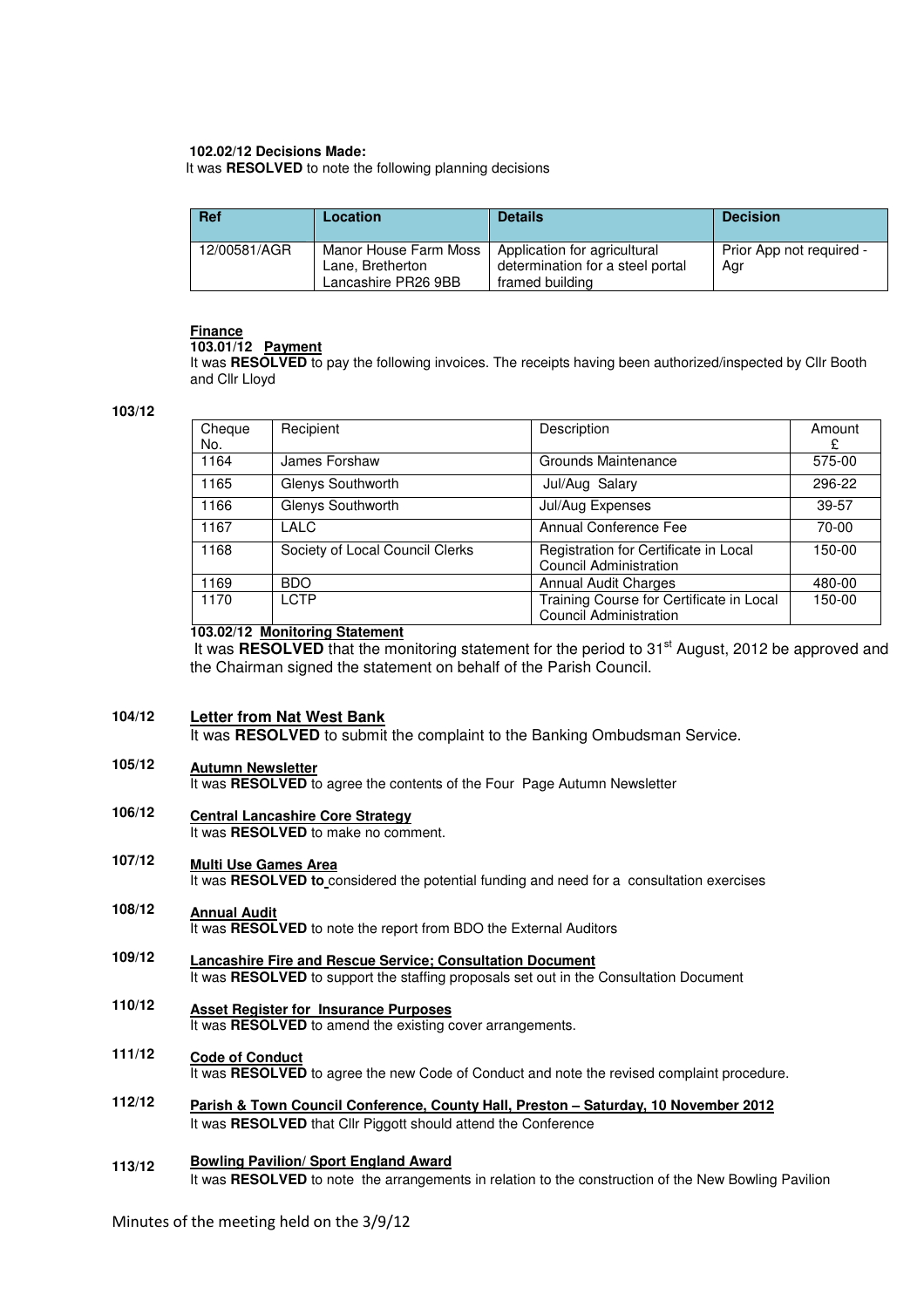**102.02/12 Decisions Made:**

It was **RESOLVED** to note the following planning decisions

| Ref | Location | Details | Decision |
|---|---|---|---|
| 12/00581/AGR | Manor House Farm Moss Lane, Bretherton Lancashire PR26 9BB | Application for agricultural determination for a steel portal framed building | Prior App not required - Agr |

**Finance**

**103.01/12 Payment**

It was **RESOLVED** to pay the following invoices. The receipts having been authorized/inspected by Cllr Booth and Cllr Lloyd

**103/12**

| Cheque No. | Recipient | Description | Amount £ |
|---|---|---|---|
| 1164 | James Forshaw | Grounds Maintenance | 575-00 |
| 1165 | Glenys Southworth | Jul/Aug Salary | 296-22 |
| 1166 | Glenys Southworth | Jul/Aug Expenses | 39-57 |
| 1167 | LALC | Annual Conference Fee | 70-00 |
| 1168 | Society of Local Council Clerks | Registration for Certificate in Local Council Administration | 150-00 |
| 1169 | BDO | Annual Audit Charges | 480-00 |
| 1170 | LCTP | Training Course for Certificate in Local Council Administration | 150-00 |

**103.02/12 Monitoring Statement**

It was **RESOLVED** that the monitoring statement for the period to 31st August, 2012 be approved and the Chairman signed the statement on behalf of the Parish Council.

**104/12 Letter from Nat West Bank**

It was **RESOLVED** to submit the complaint to the Banking Ombudsman Service.

**105/12 Autumn Newsletter**

It was **RESOLVED** to agree the contents of the Four Page Autumn Newsletter

**106/12 Central Lancashire Core Strategy**

It was **RESOLVED** to make no comment.

**107/12 Multi Use Games Area**

It was **RESOLVED to** considered the potential funding and need for a consultation exercises

**108/12 Annual Audit**

It was **RESOLVED** to note the report from BDO the External Auditors

**109/12 Lancashire Fire and Rescue Service; Consultation Document**

It was **RESOLVED** to support the staffing proposals set out in the Consultation Document

**110/12 Asset Register for Insurance Purposes**

It was **RESOLVED** to amend the existing cover arrangements.

**111/12 Code of Conduct**

It was **RESOLVED** to agree the new Code of Conduct and note the revised complaint procedure.

**112/12 Parish & Town Council Conference, County Hall, Preston – Saturday, 10 November 2012**

It was **RESOLVED** that Cllr Piggott should attend the Conference

**113/12 Bowling Pavilion/ Sport England Award**

It was **RESOLVED** to note the arrangements in relation to the construction of the New Bowling Pavilion

Minutes of the meeting held on the 3/9/12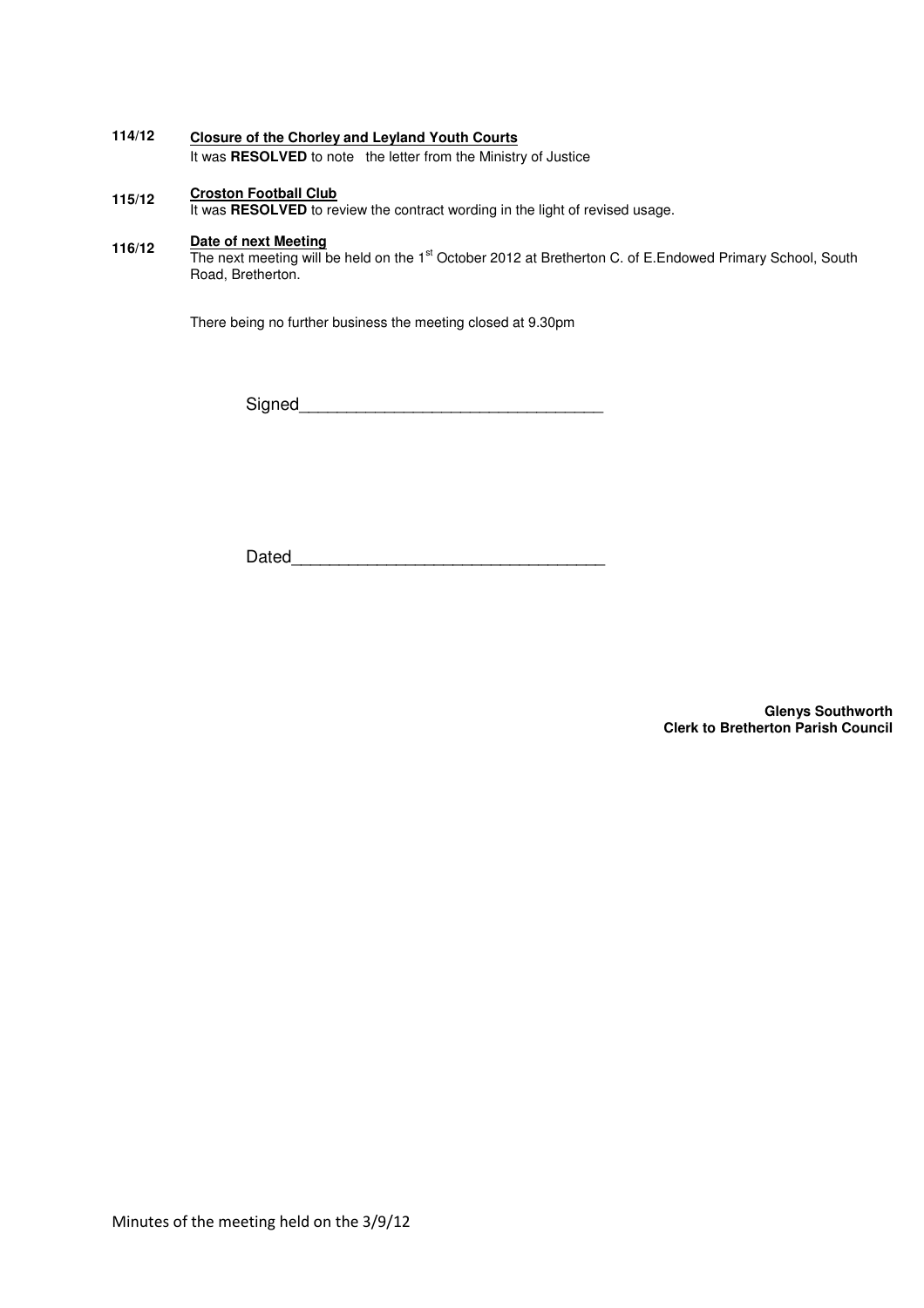**114/12** **Closure of the Chorley and Leyland Youth Courts**
It was **RESOLVED** to note the letter from the Ministry of Justice

**115/12** **Croston Football Club**
It was **RESOLVED** to review the contract wording in the light of revised usage.

**116/12** **Date of next Meeting**
The next meeting will be held on the 1st October 2012 at Bretherton C. of E.Endowed Primary School, South Road, Bretherton.

There being no further business the meeting closed at 9.30pm

Signed_________________________________

Dated_________________________________

**Glenys Southworth**
**Clerk to Bretherton Parish Council**

Minutes of the meeting held on the 3/9/12